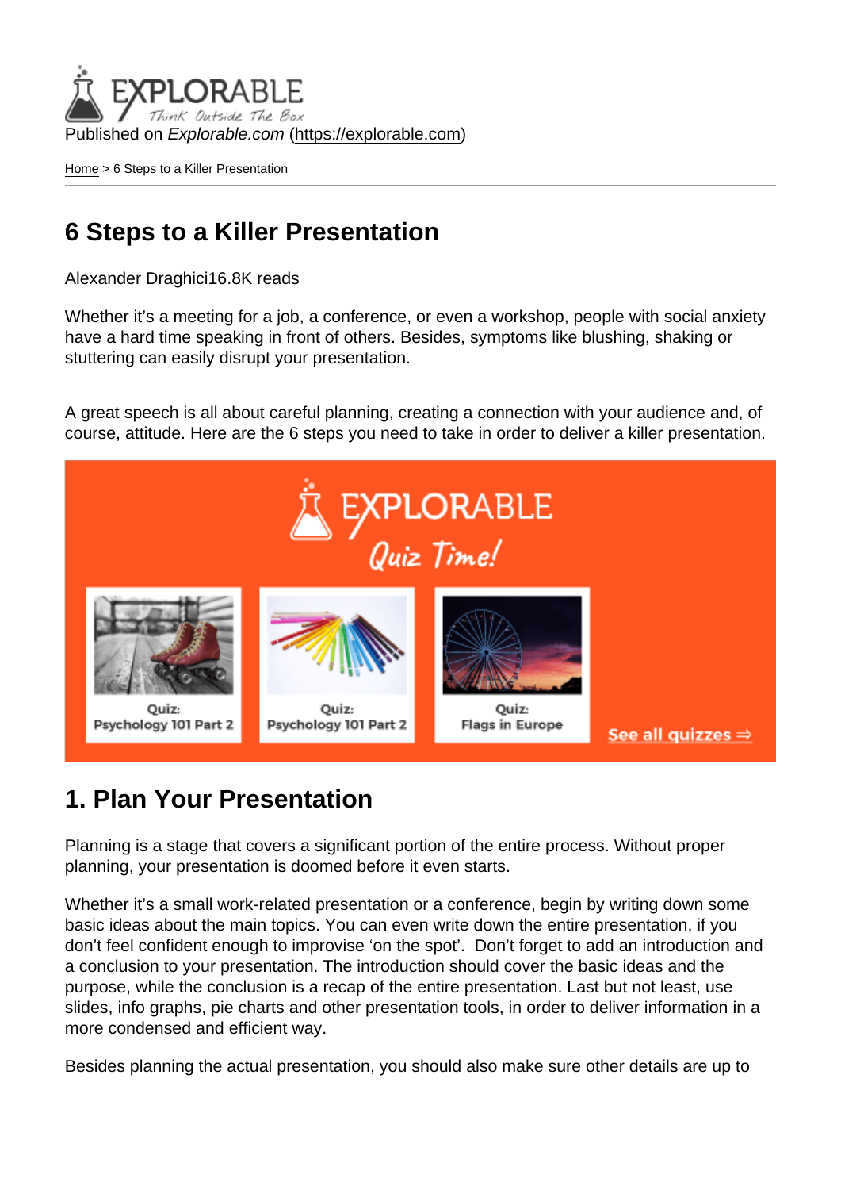Published on *Explorable.com* (https://explorable.com)

Home > 6 Steps to a Killer Presentation

# 6 Steps to a Killer Presentation

Alexander Draghici16.8K reads

Whether it's a meeting for a job, a conference, or even a workshop, people with social anxiety have a hard time speaking in front of others. Besides, symptoms like blushing, shaking or stuttering can easily disrupt your presentation.

A great speech is all about careful planning, creating a connection with your audience and, of course, attitude. Here are the 6 steps you need to take in order to deliver a killer presentation.

## 1. Plan Your Presentation

Planning is a stage that covers a significant portion of the entire process. Without proper planning, your presentation is doomed before it even starts.

Whether it's a small work-related presentation or a conference, begin by writing down some basic ideas about the main topics. You can even write down the entire presentation, if you don't feel confident enough to improvise 'on the spot'.  Don't forget to add an introduction and a conclusion to your presentation. The introduction should cover the basic ideas and the purpose, while the conclusion is a recap of the entire presentation. Last but not least, use slides, info graphs, pie charts and other presentation tools, in order to deliver information in a more condensed and efficient way.

Besides planning the actual presentation, you should also make sure other details are up to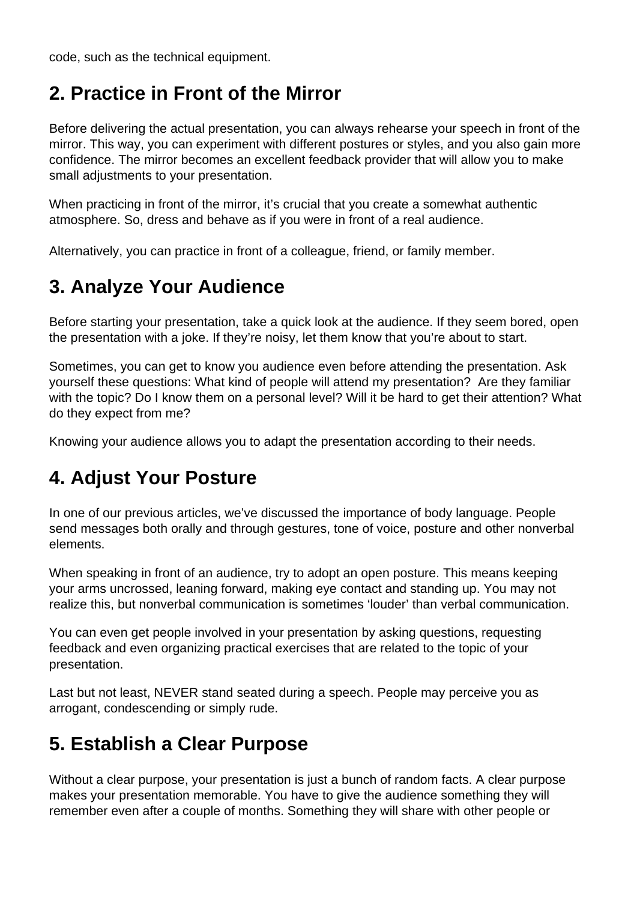code, such as the technical equipment.

## 2. Practice in Front of the Mirror

Before delivering the actual presentation, you can always rehearse your speech in front of the mirror. This way, you can experiment with different postures or styles, and you also gain more confidence. The mirror becomes an excellent feedback provider that will allow you to make small adjustments to your presentation.

When practicing in front of the mirror, it's crucial that you create a somewhat authentic atmosphere. So, dress and behave as if you were in front of a real audience.

Alternatively, you can practice in front of a colleague, friend, or family member.

## 3. Analyze Your Audience

Before starting your presentation, take a quick look at the audience. If they seem bored, open the presentation with a joke. If they're noisy, let them know that you're about to start.

Sometimes, you can get to know you audience even before attending the presentation. Ask yourself these questions: What kind of people will attend my presentation?  Are they familiar with the topic? Do I know them on a personal level? Will it be hard to get their attention? What do they expect from me?

Knowing your audience allows you to adapt the presentation according to their needs.

## 4. Adjust Your Posture

In one of our previous articles, we've discussed the importance of body language. People send messages both orally and through gestures, tone of voice, posture and other nonverbal elements.

When speaking in front of an audience, try to adopt an open posture. This means keeping your arms uncrossed, leaning forward, making eye contact and standing up. You may not realize this, but nonverbal communication is sometimes 'louder' than verbal communication.

You can even get people involved in your presentation by asking questions, requesting feedback and even organizing practical exercises that are related to the topic of your presentation.

Last but not least, NEVER stand seated during a speech. People may perceive you as arrogant, condescending or simply rude.

## 5. Establish a Clear Purpose

Without a clear purpose, your presentation is just a bunch of random facts. A clear purpose makes your presentation memorable. You have to give the audience something they will remember even after a couple of months. Something they will share with other people or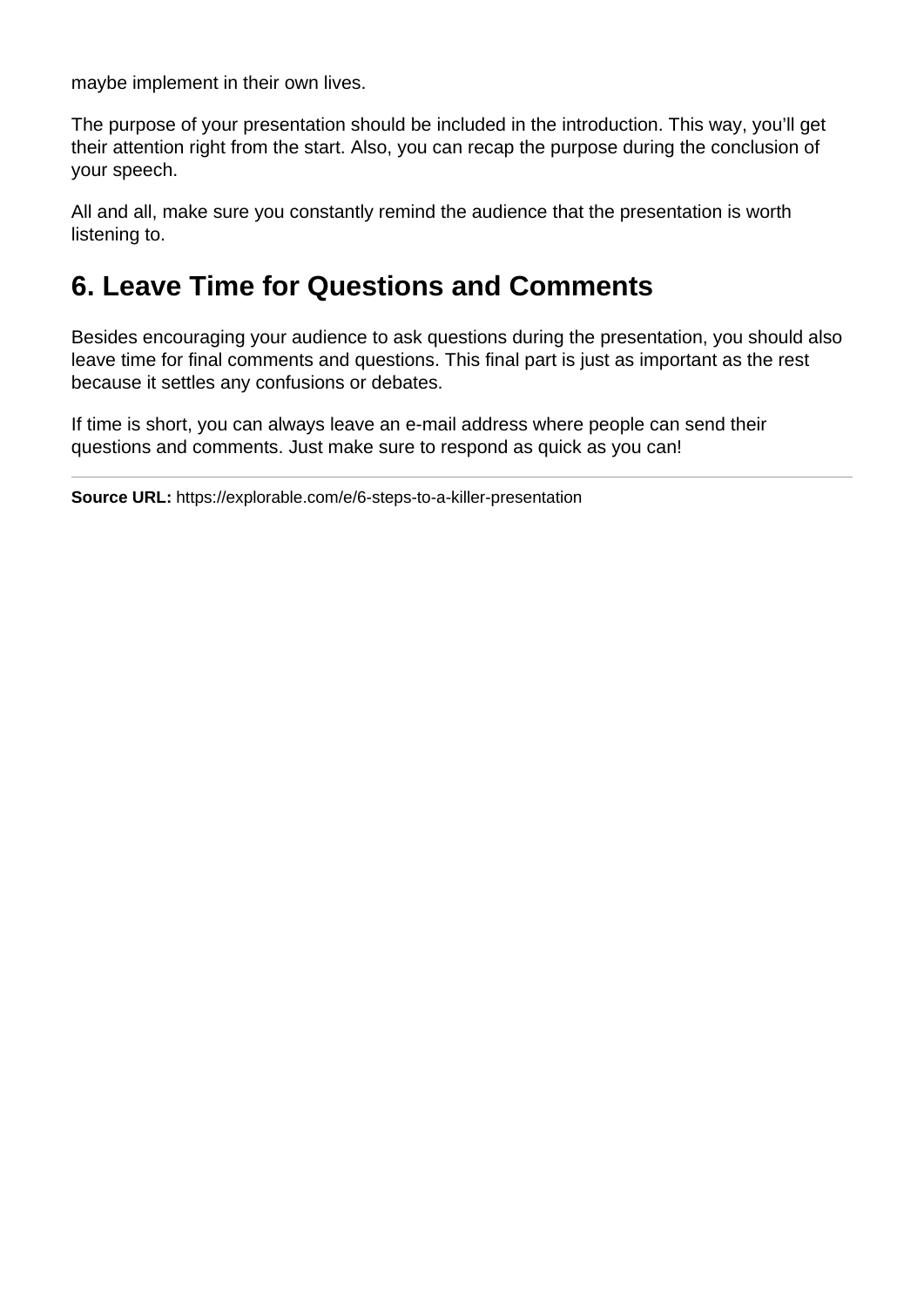maybe implement in their own lives.

The purpose of your presentation should be included in the introduction. This way, you'll get their attention right from the start. Also, you can recap the purpose during the conclusion of your speech.

All and all, make sure you constantly remind the audience that the presentation is worth listening to.

## 6. Leave Time for Questions and Comments

Besides encouraging your audience to ask questions during the presentation, you should also leave time for final comments and questions. This final part is just as important as the rest because it settles any confusions or debates.

If time is short, you can always leave an e-mail address where people can send their questions and comments. Just make sure to respond as quick as you can!

---

**Source URL:** https://explorable.com/e/6-steps-to-a-killer-presentation